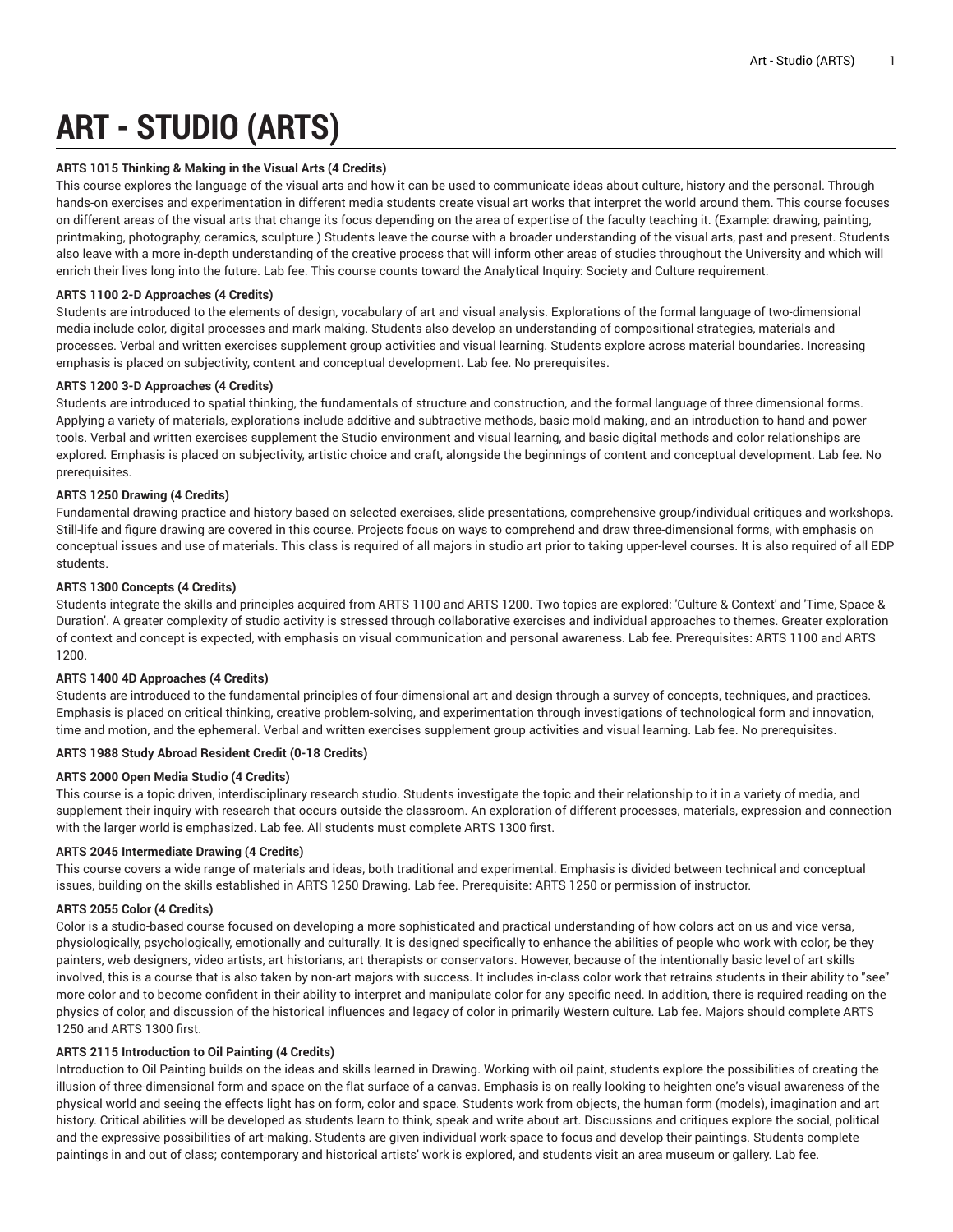# ART - STUDIO (ARTS)

**ARTS 1015 Thinking & Making in the Visual Arts (4 Credits)**

This course explores the language of the visual arts and how it can be used to communicate ideas about culture, history and the personal. Through hands-on exercises and experimentation in different media students create visual art works that interpret the world around them. This course focuses on different areas of the visual arts that change its focus depending on the area of expertise of the faculty teaching it. (Example: drawing, painting, printmaking, photography, ceramics, sculpture.) Students leave the course with a broader understanding of the visual arts, past and present. Students also leave with a more in-depth understanding of the creative process that will inform other areas of studies throughout the University and which will enrich their lives long into the future. Lab fee. This course counts toward the Analytical Inquiry: Society and Culture requirement.

**ARTS 1100 2-D Approaches (4 Credits)**

Students are introduced to the elements of design, vocabulary of art and visual analysis. Explorations of the formal language of two-dimensional media include color, digital processes and mark making. Students also develop an understanding of compositional strategies, materials and processes. Verbal and written exercises supplement group activities and visual learning. Students explore across material boundaries. Increasing emphasis is placed on subjectivity, content and conceptual development. Lab fee. No prerequisites.

**ARTS 1200 3-D Approaches (4 Credits)**

Students are introduced to spatial thinking, the fundamentals of structure and construction, and the formal language of three dimensional forms. Applying a variety of materials, explorations include additive and subtractive methods, basic mold making, and an introduction to hand and power tools. Verbal and written exercises supplement the Studio environment and visual learning, and basic digital methods and color relationships are explored. Emphasis is placed on subjectivity, artistic choice and craft, alongside the beginnings of content and conceptual development. Lab fee. No prerequisites.

**ARTS 1250 Drawing (4 Credits)**

Fundamental drawing practice and history based on selected exercises, slide presentations, comprehensive group/individual critiques and workshops. Still-life and figure drawing are covered in this course. Projects focus on ways to comprehend and draw three-dimensional forms, with emphasis on conceptual issues and use of materials. This class is required of all majors in studio art prior to taking upper-level courses. It is also required of all EDP students.

**ARTS 1300 Concepts (4 Credits)**

Students integrate the skills and principles acquired from ARTS 1100 and ARTS 1200. Two topics are explored: 'Culture & Context' and 'Time, Space & Duration'. A greater complexity of studio activity is stressed through collaborative exercises and individual approaches to themes. Greater exploration of context and concept is expected, with emphasis on visual communication and personal awareness. Lab fee. Prerequisites: ARTS 1100 and ARTS 1200.

**ARTS 1400 4D Approaches (4 Credits)**

Students are introduced to the fundamental principles of four-dimensional art and design through a survey of concepts, techniques, and practices. Emphasis is placed on critical thinking, creative problem-solving, and experimentation through investigations of technological form and innovation, time and motion, and the ephemeral. Verbal and written exercises supplement group activities and visual learning. Lab fee. No prerequisites.

**ARTS 1988 Study Abroad Resident Credit (0-18 Credits)**

**ARTS 2000 Open Media Studio (4 Credits)**

This course is a topic driven, interdisciplinary research studio. Students investigate the topic and their relationship to it in a variety of media, and supplement their inquiry with research that occurs outside the classroom. An exploration of different processes, materials, expression and connection with the larger world is emphasized. Lab fee. All students must complete ARTS 1300 first.

**ARTS 2045 Intermediate Drawing (4 Credits)**

This course covers a wide range of materials and ideas, both traditional and experimental. Emphasis is divided between technical and conceptual issues, building on the skills established in ARTS 1250 Drawing. Lab fee. Prerequisite: ARTS 1250 or permission of instructor.

**ARTS 2055 Color (4 Credits)**

Color is a studio-based course focused on developing a more sophisticated and practical understanding of how colors act on us and vice versa, physiologically, psychologically, emotionally and culturally. It is designed specifically to enhance the abilities of people who work with color, be they painters, web designers, video artists, art historians, art therapists or conservators. However, because of the intentionally basic level of art skills involved, this is a course that is also taken by non-art majors with success. It includes in-class color work that retrains students in their ability to "see" more color and to become confident in their ability to interpret and manipulate color for any specific need. In addition, there is required reading on the physics of color, and discussion of the historical influences and legacy of color in primarily Western culture. Lab fee. Majors should complete ARTS 1250 and ARTS 1300 first.

**ARTS 2115 Introduction to Oil Painting (4 Credits)**

Introduction to Oil Painting builds on the ideas and skills learned in Drawing. Working with oil paint, students explore the possibilities of creating the illusion of three-dimensional form and space on the flat surface of a canvas. Emphasis is on really looking to heighten one's visual awareness of the physical world and seeing the effects light has on form, color and space. Students work from objects, the human form (models), imagination and art history. Critical abilities will be developed as students learn to think, speak and write about art. Discussions and critiques explore the social, political and the expressive possibilities of art-making. Students are given individual work-space to focus and develop their paintings. Students complete paintings in and out of class; contemporary and historical artists' work is explored, and students visit an area museum or gallery. Lab fee.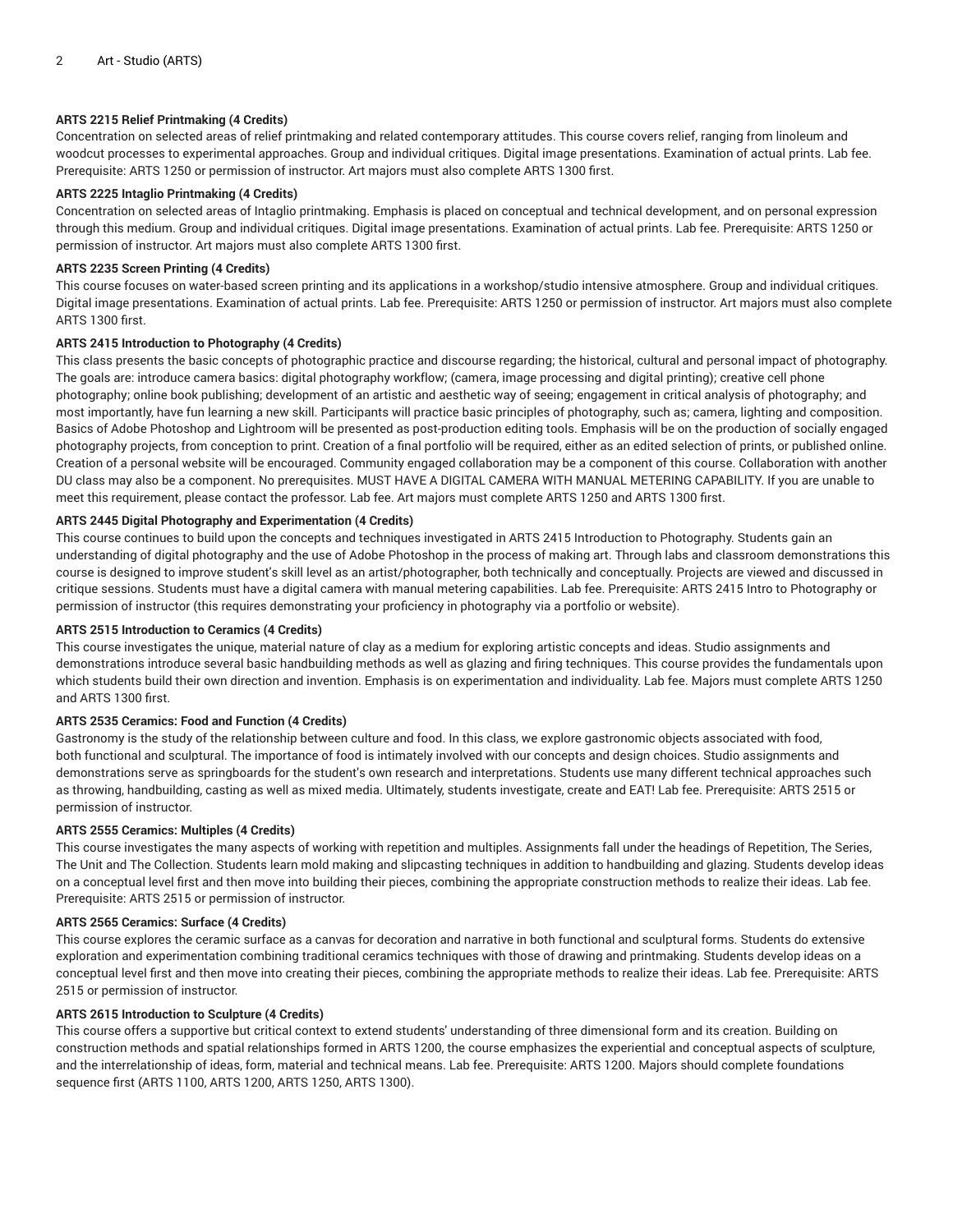**ARTS 2215 Relief Printmaking (4 Credits)**

Concentration on selected areas of relief printmaking and related contemporary attitudes. This course covers relief, ranging from linoleum and woodcut processes to experimental approaches. Group and individual critiques. Digital image presentations. Examination of actual prints. Lab fee. Prerequisite: ARTS 1250 or permission of instructor. Art majors must also complete ARTS 1300 first.

**ARTS 2225 Intaglio Printmaking (4 Credits)**

Concentration on selected areas of Intaglio printmaking. Emphasis is placed on conceptual and technical development, and on personal expression through this medium. Group and individual critiques. Digital image presentations. Examination of actual prints. Lab fee. Prerequisite: ARTS 1250 or permission of instructor. Art majors must also complete ARTS 1300 first.

**ARTS 2235 Screen Printing (4 Credits)**

This course focuses on water-based screen printing and its applications in a workshop/studio intensive atmosphere. Group and individual critiques. Digital image presentations. Examination of actual prints. Lab fee. Prerequisite: ARTS 1250 or permission of instructor. Art majors must also complete ARTS 1300 first.

**ARTS 2415 Introduction to Photography (4 Credits)**

This class presents the basic concepts of photographic practice and discourse regarding; the historical, cultural and personal impact of photography. The goals are: introduce camera basics: digital photography workflow; (camera, image processing and digital printing); creative cell phone photography; online book publishing; development of an artistic and aesthetic way of seeing; engagement in critical analysis of photography; and most importantly, have fun learning a new skill. Participants will practice basic principles of photography, such as; camera, lighting and composition. Basics of Adobe Photoshop and Lightroom will be presented as post-production editing tools. Emphasis will be on the production of socially engaged photography projects, from conception to print. Creation of a final portfolio will be required, either as an edited selection of prints, or published online. Creation of a personal website will be encouraged. Community engaged collaboration may be a component of this course. Collaboration with another DU class may also be a component. No prerequisites. MUST HAVE A DIGITAL CAMERA WITH MANUAL METERING CAPABILITY. If you are unable to meet this requirement, please contact the professor. Lab fee. Art majors must complete ARTS 1250 and ARTS 1300 first.

**ARTS 2445 Digital Photography and Experimentation (4 Credits)**

This course continues to build upon the concepts and techniques investigated in ARTS 2415 Introduction to Photography. Students gain an understanding of digital photography and the use of Adobe Photoshop in the process of making art. Through labs and classroom demonstrations this course is designed to improve student's skill level as an artist/photographer, both technically and conceptually. Projects are viewed and discussed in critique sessions. Students must have a digital camera with manual metering capabilities. Lab fee. Prerequisite: ARTS 2415 Intro to Photography or permission of instructor (this requires demonstrating your proficiency in photography via a portfolio or website).

**ARTS 2515 Introduction to Ceramics (4 Credits)**

This course investigates the unique, material nature of clay as a medium for exploring artistic concepts and ideas. Studio assignments and demonstrations introduce several basic handbuilding methods as well as glazing and firing techniques. This course provides the fundamentals upon which students build their own direction and invention. Emphasis is on experimentation and individuality. Lab fee. Majors must complete ARTS 1250 and ARTS 1300 first.

**ARTS 2535 Ceramics: Food and Function (4 Credits)**

Gastronomy is the study of the relationship between culture and food. In this class, we explore gastronomic objects associated with food, both functional and sculptural. The importance of food is intimately involved with our concepts and design choices. Studio assignments and demonstrations serve as springboards for the student's own research and interpretations. Students use many different technical approaches such as throwing, handbuilding, casting as well as mixed media. Ultimately, students investigate, create and EAT! Lab fee. Prerequisite: ARTS 2515 or permission of instructor.

**ARTS 2555 Ceramics: Multiples (4 Credits)**

This course investigates the many aspects of working with repetition and multiples. Assignments fall under the headings of Repetition, The Series, The Unit and The Collection. Students learn mold making and slipcasting techniques in addition to handbuilding and glazing. Students develop ideas on a conceptual level first and then move into building their pieces, combining the appropriate construction methods to realize their ideas. Lab fee. Prerequisite: ARTS 2515 or permission of instructor.

**ARTS 2565 Ceramics: Surface (4 Credits)**

This course explores the ceramic surface as a canvas for decoration and narrative in both functional and sculptural forms. Students do extensive exploration and experimentation combining traditional ceramics techniques with those of drawing and printmaking. Students develop ideas on a conceptual level first and then move into creating their pieces, combining the appropriate methods to realize their ideas. Lab fee. Prerequisite: ARTS 2515 or permission of instructor.

**ARTS 2615 Introduction to Sculpture (4 Credits)**

This course offers a supportive but critical context to extend students' understanding of three dimensional form and its creation. Building on construction methods and spatial relationships formed in ARTS 1200, the course emphasizes the experiential and conceptual aspects of sculpture, and the interrelationship of ideas, form, material and technical means. Lab fee. Prerequisite: ARTS 1200. Majors should complete foundations sequence first (ARTS 1100, ARTS 1200, ARTS 1250, ARTS 1300).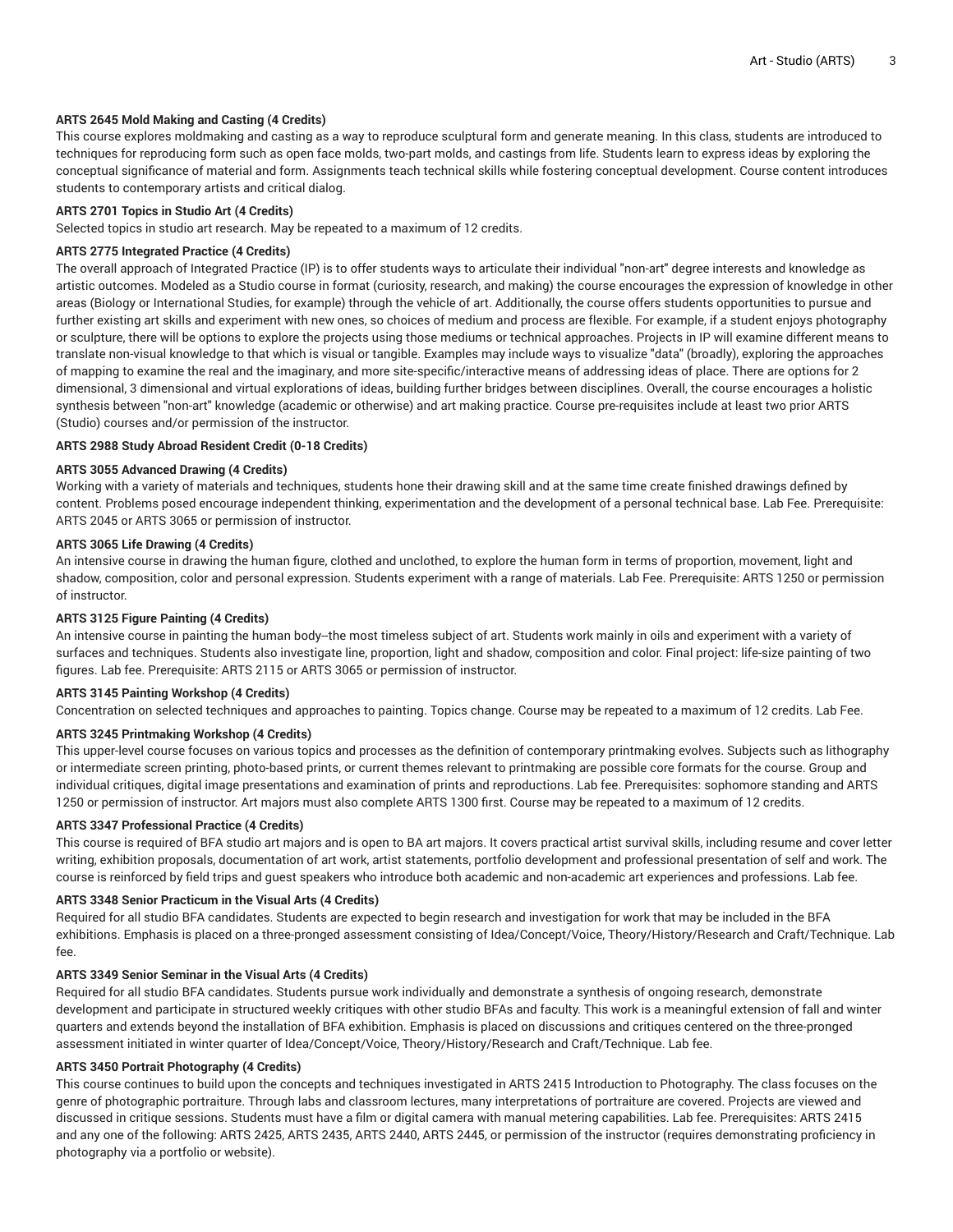**ARTS 2645 Mold Making and Casting (4 Credits)**
This course explores moldmaking and casting as a way to reproduce sculptural form and generate meaning. In this class, students are introduced to techniques for reproducing form such as open face molds, two-part molds, and castings from life. Students learn to express ideas by exploring the conceptual significance of material and form. Assignments teach technical skills while fostering conceptual development. Course content introduces students to contemporary artists and critical dialog.

**ARTS 2701 Topics in Studio Art (4 Credits)**
Selected topics in studio art research. May be repeated to a maximum of 12 credits.

**ARTS 2775 Integrated Practice (4 Credits)**
The overall approach of Integrated Practice (IP) is to offer students ways to articulate their individual "non-art" degree interests and knowledge as artistic outcomes. Modeled as a Studio course in format (curiosity, research, and making) the course encourages the expression of knowledge in other areas (Biology or International Studies, for example) through the vehicle of art. Additionally, the course offers students opportunities to pursue and further existing art skills and experiment with new ones, so choices of medium and process are flexible. For example, if a student enjoys photography or sculpture, there will be options to explore the projects using those mediums or technical approaches. Projects in IP will examine different means to translate non-visual knowledge to that which is visual or tangible. Examples may include ways to visualize "data" (broadly), exploring the approaches of mapping to examine the real and the imaginary, and more site-specific/interactive means of addressing ideas of place. There are options for 2 dimensional, 3 dimensional and virtual explorations of ideas, building further bridges between disciplines. Overall, the course encourages a holistic synthesis between "non-art" knowledge (academic or otherwise) and art making practice. Course pre-requisites include at least two prior ARTS (Studio) courses and/or permission of the instructor.

**ARTS 2988 Study Abroad Resident Credit (0-18 Credits)**

**ARTS 3055 Advanced Drawing (4 Credits)**
Working with a variety of materials and techniques, students hone their drawing skill and at the same time create finished drawings defined by content. Problems posed encourage independent thinking, experimentation and the development of a personal technical base. Lab Fee. Prerequisite: ARTS 2045 or ARTS 3065 or permission of instructor.

**ARTS 3065 Life Drawing (4 Credits)**
An intensive course in drawing the human figure, clothed and unclothed, to explore the human form in terms of proportion, movement, light and shadow, composition, color and personal expression. Students experiment with a range of materials. Lab Fee. Prerequisite: ARTS 1250 or permission of instructor.

**ARTS 3125 Figure Painting (4 Credits)**
An intensive course in painting the human body--the most timeless subject of art. Students work mainly in oils and experiment with a variety of surfaces and techniques. Students also investigate line, proportion, light and shadow, composition and color. Final project: life-size painting of two figures. Lab fee. Prerequisite: ARTS 2115 or ARTS 3065 or permission of instructor.

**ARTS 3145 Painting Workshop (4 Credits)**
Concentration on selected techniques and approaches to painting. Topics change. Course may be repeated to a maximum of 12 credits. Lab Fee.

**ARTS 3245 Printmaking Workshop (4 Credits)**
This upper-level course focuses on various topics and processes as the definition of contemporary printmaking evolves. Subjects such as lithography or intermediate screen printing, photo-based prints, or current themes relevant to printmaking are possible core formats for the course. Group and individual critiques, digital image presentations and examination of prints and reproductions. Lab fee. Prerequisites: sophomore standing and ARTS 1250 or permission of instructor. Art majors must also complete ARTS 1300 first. Course may be repeated to a maximum of 12 credits.

**ARTS 3347 Professional Practice (4 Credits)**
This course is required of BFA studio art majors and is open to BA art majors. It covers practical artist survival skills, including resume and cover letter writing, exhibition proposals, documentation of art work, artist statements, portfolio development and professional presentation of self and work. The course is reinforced by field trips and guest speakers who introduce both academic and non-academic art experiences and professions. Lab fee.

**ARTS 3348 Senior Practicum in the Visual Arts (4 Credits)**
Required for all studio BFA candidates. Students are expected to begin research and investigation for work that may be included in the BFA exhibitions. Emphasis is placed on a three-pronged assessment consisting of Idea/Concept/Voice, Theory/History/Research and Craft/Technique. Lab fee.

**ARTS 3349 Senior Seminar in the Visual Arts (4 Credits)**
Required for all studio BFA candidates. Students pursue work individually and demonstrate a synthesis of ongoing research, demonstrate development and participate in structured weekly critiques with other studio BFAs and faculty. This work is a meaningful extension of fall and winter quarters and extends beyond the installation of BFA exhibition. Emphasis is placed on discussions and critiques centered on the three-pronged assessment initiated in winter quarter of Idea/Concept/Voice, Theory/History/Research and Craft/Technique. Lab fee.

**ARTS 3450 Portrait Photography (4 Credits)**
This course continues to build upon the concepts and techniques investigated in ARTS 2415 Introduction to Photography. The class focuses on the genre of photographic portraiture. Through labs and classroom lectures, many interpretations of portraiture are covered. Projects are viewed and discussed in critique sessions. Students must have a film or digital camera with manual metering capabilities. Lab fee. Prerequisites: ARTS 2415 and any one of the following: ARTS 2425, ARTS 2435, ARTS 2440, ARTS 2445, or permission of the instructor (requires demonstrating proficiency in photography via a portfolio or website).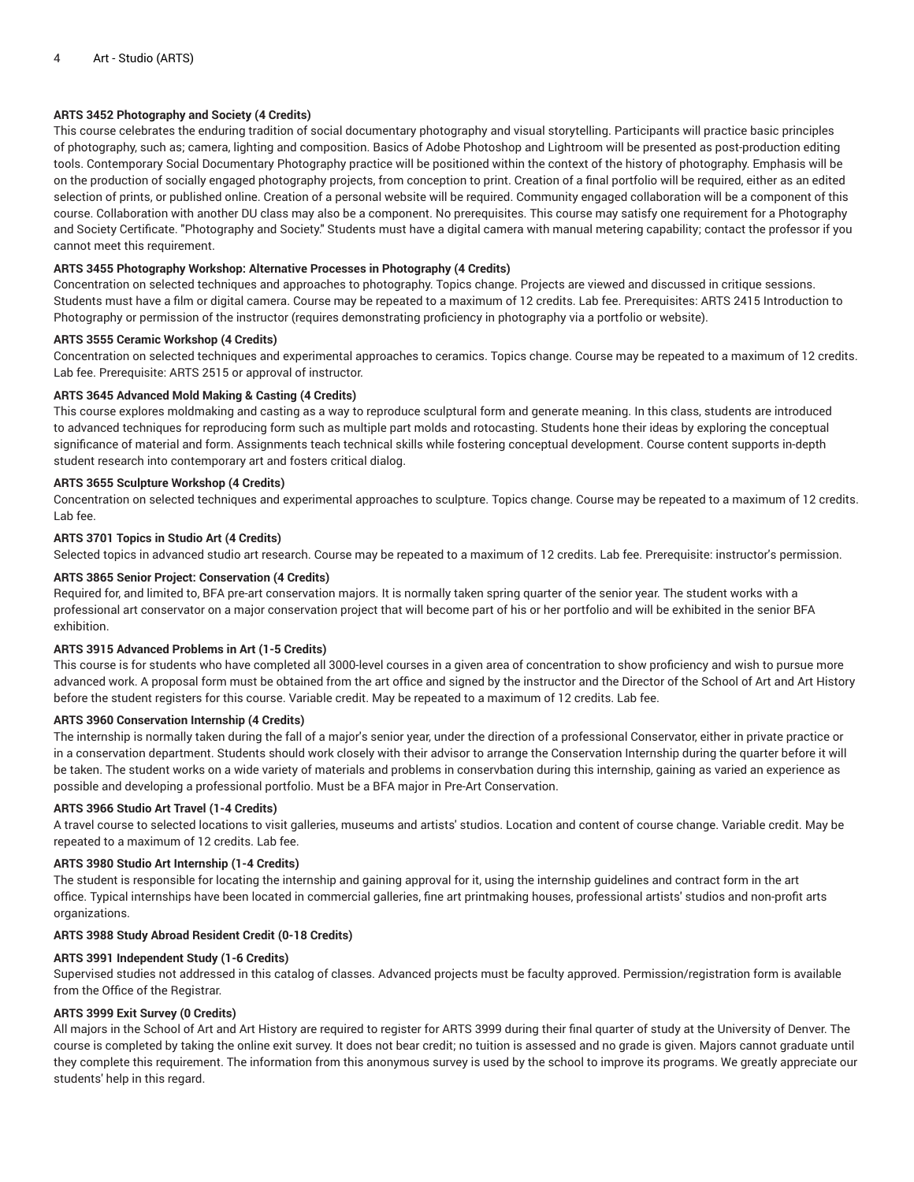**ARTS 3452 Photography and Society (4 Credits)**

This course celebrates the enduring tradition of social documentary photography and visual storytelling. Participants will practice basic principles of photography, such as; camera, lighting and composition. Basics of Adobe Photoshop and Lightroom will be presented as post-production editing tools. Contemporary Social Documentary Photography practice will be positioned within the context of the history of photography. Emphasis will be on the production of socially engaged photography projects, from conception to print. Creation of a final portfolio will be required, either as an edited selection of prints, or published online. Creation of a personal website will be required. Community engaged collaboration will be a component of this course. Collaboration with another DU class may also be a component. No prerequisites. This course may satisfy one requirement for a Photography and Society Certificate. "Photography and Society." Students must have a digital camera with manual metering capability; contact the professor if you cannot meet this requirement.

**ARTS 3455 Photography Workshop: Alternative Processes in Photography (4 Credits)**

Concentration on selected techniques and approaches to photography. Topics change. Projects are viewed and discussed in critique sessions. Students must have a film or digital camera. Course may be repeated to a maximum of 12 credits. Lab fee. Prerequisites: ARTS 2415 Introduction to Photography or permission of the instructor (requires demonstrating proficiency in photography via a portfolio or website).

**ARTS 3555 Ceramic Workshop (4 Credits)**

Concentration on selected techniques and experimental approaches to ceramics. Topics change. Course may be repeated to a maximum of 12 credits. Lab fee. Prerequisite: ARTS 2515 or approval of instructor.

**ARTS 3645 Advanced Mold Making & Casting (4 Credits)**

This course explores moldmaking and casting as a way to reproduce sculptural form and generate meaning. In this class, students are introduced to advanced techniques for reproducing form such as multiple part molds and rotocasting. Students hone their ideas by exploring the conceptual significance of material and form. Assignments teach technical skills while fostering conceptual development. Course content supports in-depth student research into contemporary art and fosters critical dialog.

**ARTS 3655 Sculpture Workshop (4 Credits)**

Concentration on selected techniques and experimental approaches to sculpture. Topics change. Course may be repeated to a maximum of 12 credits. Lab fee.

**ARTS 3701 Topics in Studio Art (4 Credits)**

Selected topics in advanced studio art research. Course may be repeated to a maximum of 12 credits. Lab fee. Prerequisite: instructor's permission.

**ARTS 3865 Senior Project: Conservation (4 Credits)**

Required for, and limited to, BFA pre-art conservation majors. It is normally taken spring quarter of the senior year. The student works with a professional art conservator on a major conservation project that will become part of his or her portfolio and will be exhibited in the senior BFA exhibition.

**ARTS 3915 Advanced Problems in Art (1-5 Credits)**

This course is for students who have completed all 3000-level courses in a given area of concentration to show proficiency and wish to pursue more advanced work. A proposal form must be obtained from the art office and signed by the instructor and the Director of the School of Art and Art History before the student registers for this course. Variable credit. May be repeated to a maximum of 12 credits. Lab fee.

**ARTS 3960 Conservation Internship (4 Credits)**

The internship is normally taken during the fall of a major's senior year, under the direction of a professional Conservator, either in private practice or in a conservation department. Students should work closely with their advisor to arrange the Conservation Internship during the quarter before it will be taken. The student works on a wide variety of materials and problems in conservbation during this internship, gaining as varied an experience as possible and developing a professional portfolio. Must be a BFA major in Pre-Art Conservation.

**ARTS 3966 Studio Art Travel (1-4 Credits)**

A travel course to selected locations to visit galleries, museums and artists' studios. Location and content of course change. Variable credit. May be repeated to a maximum of 12 credits. Lab fee.

**ARTS 3980 Studio Art Internship (1-4 Credits)**

The student is responsible for locating the internship and gaining approval for it, using the internship guidelines and contract form in the art office. Typical internships have been located in commercial galleries, fine art printmaking houses, professional artists' studios and non-profit arts organizations.

**ARTS 3988 Study Abroad Resident Credit (0-18 Credits)**

**ARTS 3991 Independent Study (1-6 Credits)**

Supervised studies not addressed in this catalog of classes. Advanced projects must be faculty approved. Permission/registration form is available from the Office of the Registrar.

**ARTS 3999 Exit Survey (0 Credits)**

All majors in the School of Art and Art History are required to register for ARTS 3999 during their final quarter of study at the University of Denver. The course is completed by taking the online exit survey. It does not bear credit; no tuition is assessed and no grade is given. Majors cannot graduate until they complete this requirement. The information from this anonymous survey is used by the school to improve its programs. We greatly appreciate our students' help in this regard.